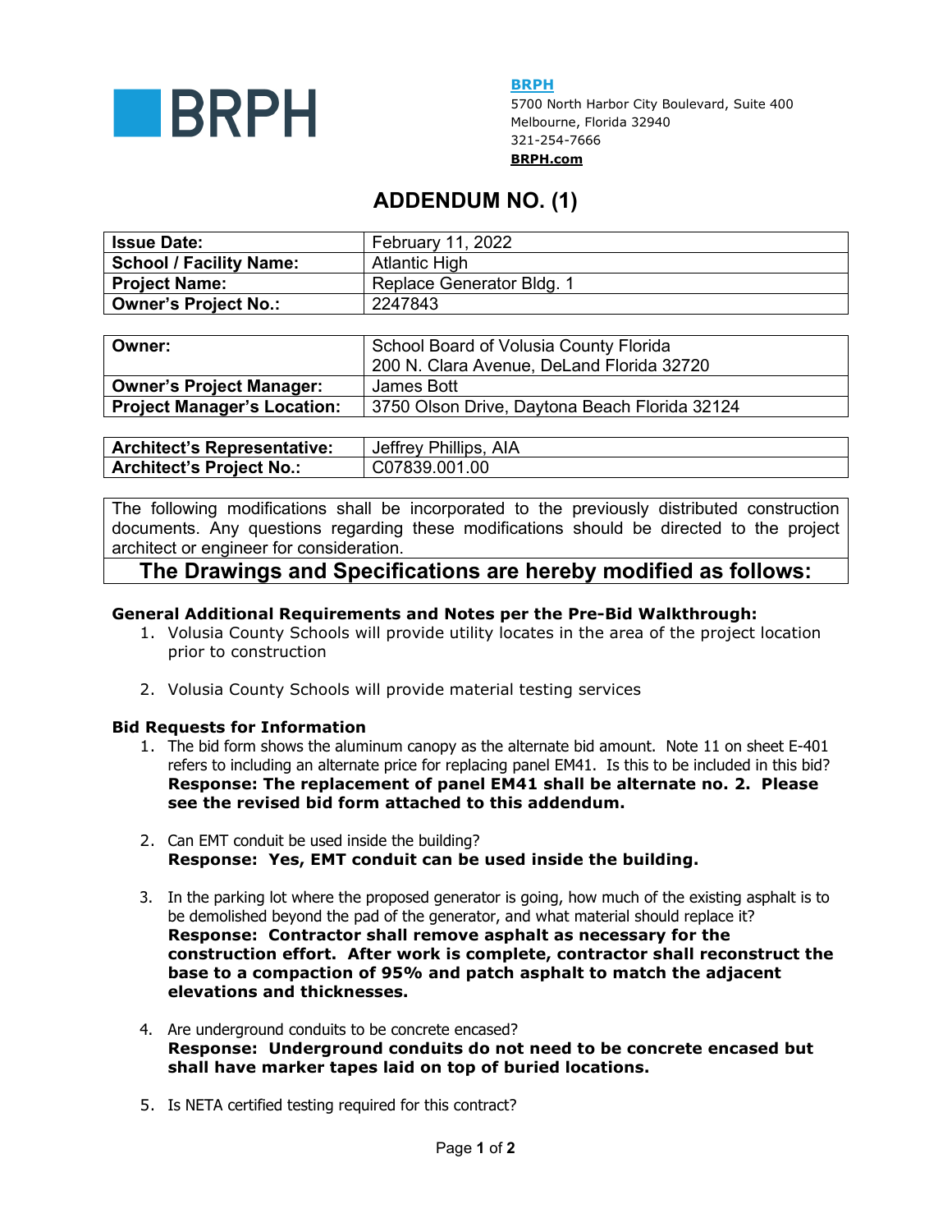BRPH

**BRPH**
5700 North Harbor City Boulevard, Suite 400
Melbourne, Florida 32940
321-254-7666
**BRPH.com**

# ADDENDUM NO. (1)

| **Issue Date:** | February 11, 2022 |
|---|---|
| **School / Facility Name:** | Atlantic High |
| **Project Name:** | Replace Generator Bldg. 1 |
| **Owner's Project No.:** | 2247843 |

| **Owner:** | School Board of Volusia County Florida<br>200 N. Clara Avenue, DeLand Florida 32720 |
|---|---|
| **Owner's Project Manager:** | James Bott |
| **Project Manager's Location:** | 3750 Olson Drive, Daytona Beach Florida 32124 |

| **Architect's Representative:** | Jeffrey Phillips, AIA |
|---|---|
| **Architect's Project No.:** | C07839.001.00 |

The following modifications shall be incorporated to the previously distributed construction documents. Any questions regarding these modifications should be directed to the project architect or engineer for consideration.

## The Drawings and Specifications are hereby modified as follows:

### General Additional Requirements and Notes per the Pre-Bid Walkthrough:

1. Volusia County Schools will provide utility locates in the area of the project location prior to construction

2. Volusia County Schools will provide material testing services

### Bid Requests for Information

1. The bid form shows the aluminum canopy as the alternate bid amount. Note 11 on sheet E-401 refers to including an alternate price for replacing panel EM41. Is this to be included in this bid?
   **Response: The replacement of panel EM41 shall be alternate no. 2. Please see the revised bid form attached to this addendum.**

2. Can EMT conduit be used inside the building?
   **Response: Yes, EMT conduit can be used inside the building.**

3. In the parking lot where the proposed generator is going, how much of the existing asphalt is to be demolished beyond the pad of the generator, and what material should replace it?
   **Response: Contractor shall remove asphalt as necessary for the construction effort. After work is complete, contractor shall reconstruct the base to a compaction of 95% and patch asphalt to match the adjacent elevations and thicknesses.**

4. Are underground conduits to be concrete encased?
   **Response: Underground conduits do not need to be concrete encased but shall have marker tapes laid on top of buried locations.**

5. Is NETA certified testing required for this contract?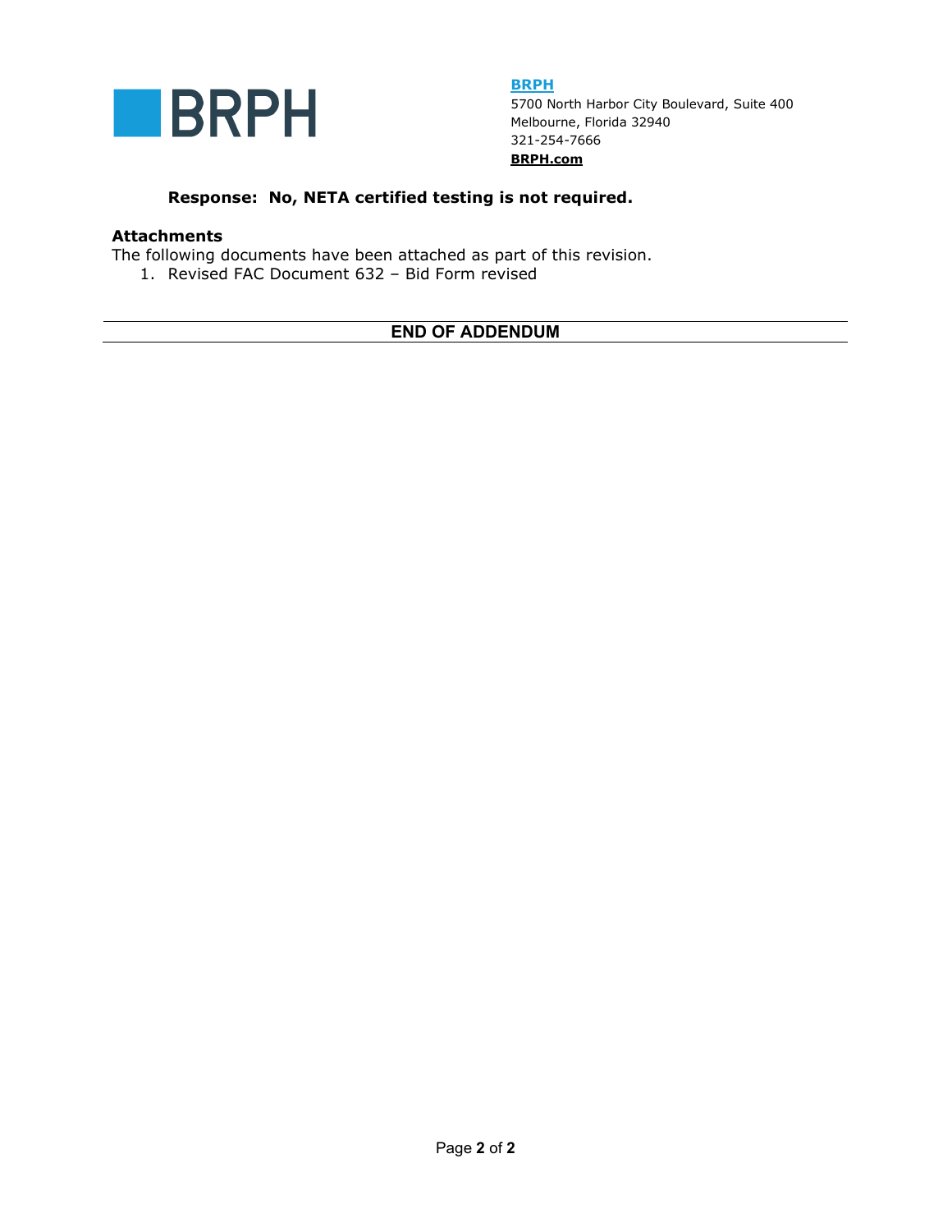**BRPH**
5700 North Harbor City Boulevard, Suite 400
Melbourne, Florida 32940
321-254-7666
**BRPH.com**

**Response: No, NETA certified testing is not required.**

**Attachments**

The following documents have been attached as part of this revision.

1. Revised FAC Document 632 – Bid Form revised

---

**END OF ADDENDUM**

---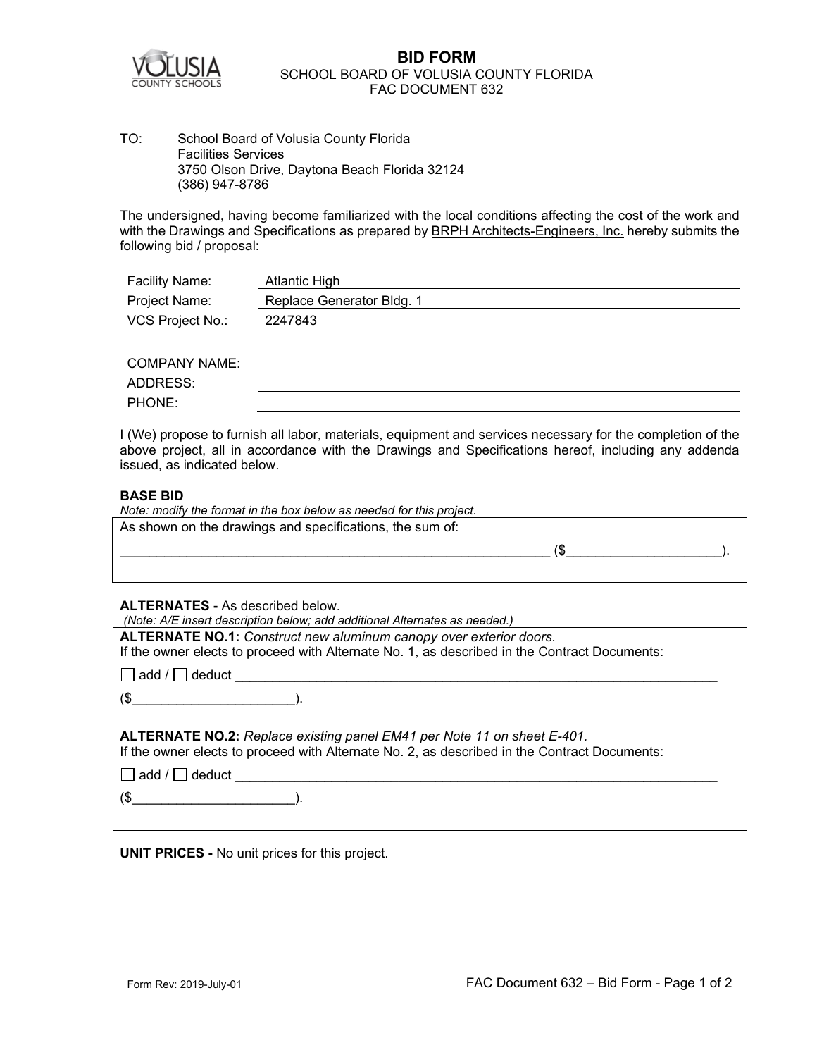# BID FORM

SCHOOL BOARD OF VOLUSIA COUNTY FLORIDA
FAC DOCUMENT 632

TO: School Board of Volusia County Florida
Facilities Services
3750 Olson Drive, Daytona Beach Florida 32124
(386) 947-8786

The undersigned, having become familiarized with the local conditions affecting the cost of the work and with the Drawings and Specifications as prepared by BRPH Architects-Engineers, Inc. hereby submits the following bid / proposal:

Facility Name: Atlantic High
Project Name: Replace Generator Bldg. 1
VCS Project No.: 2247843

COMPANY NAME: ______________________
ADDRESS: ______________________
PHONE: ______________________

I (We) propose to furnish all labor, materials, equipment and services necessary for the completion of the above project, all in accordance with the Drawings and Specifications hereof, including any addenda issued, as indicated below.

**BASE BID**

*Note: modify the format in the box below as needed for this project.*

As shown on the drawings and specifications, the sum of:

____________________________________________________________ ($_____________________).

**ALTERNATES -** As described below.

*(Note: A/E insert description below; add additional Alternates as needed.)*

**ALTERNATE NO.1:** *Construct new aluminum canopy over exterior doors.*
If the owner elects to proceed with Alternate No. 1, as described in the Contract Documents:

☐ add / ☐ deduct ____________________________________________________________

($______________________).

**ALTERNATE NO.2:** *Replace existing panel EM41 per Note 11 on sheet E-401.*
If the owner elects to proceed with Alternate No. 2, as described in the Contract Documents:

☐ add / ☐ deduct ____________________________________________________________

($______________________).

**UNIT PRICES -** No unit prices for this project.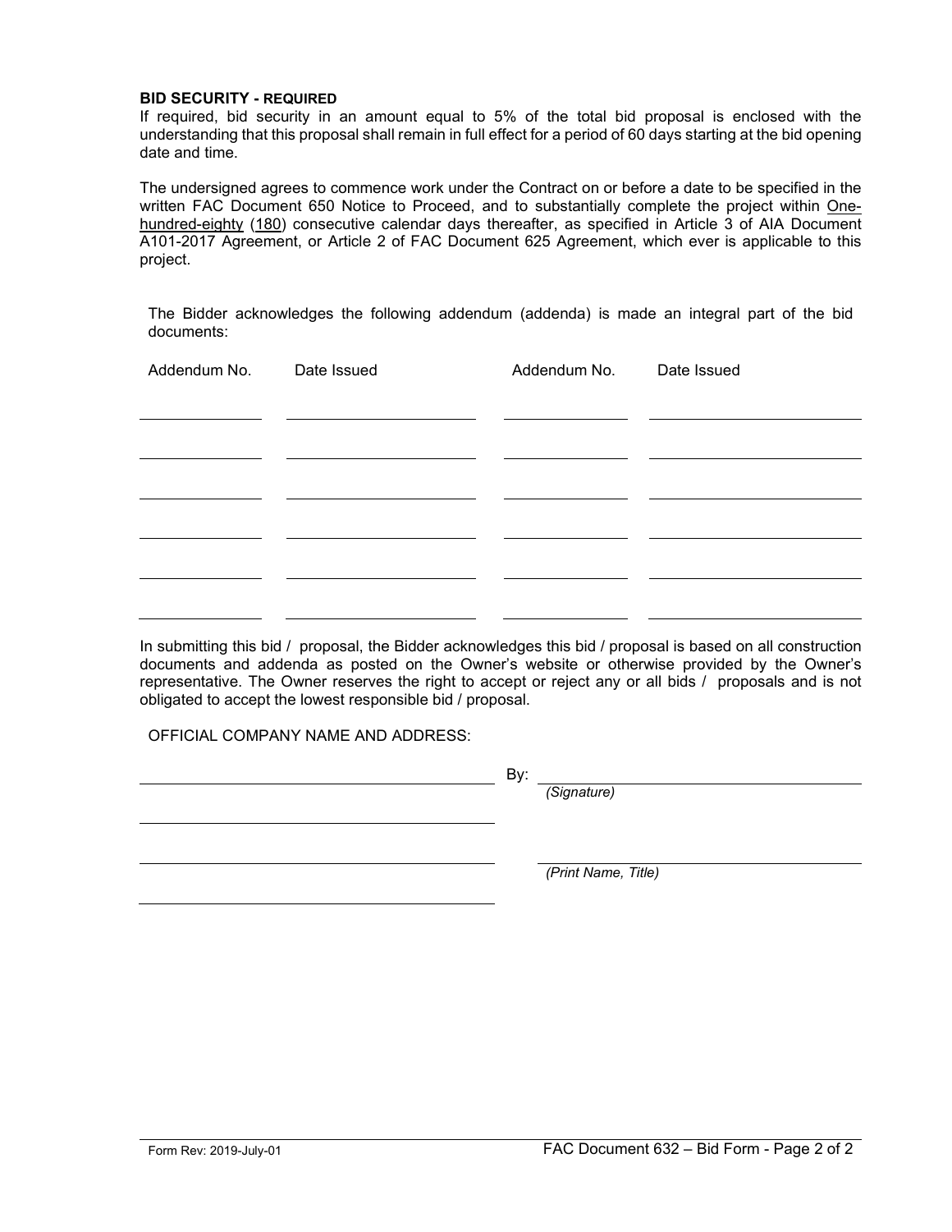**BID SECURITY - REQUIRED**

If required, bid security in an amount equal to 5% of the total bid proposal is enclosed with the understanding that this proposal shall remain in full effect for a period of 60 days starting at the bid opening date and time.

The undersigned agrees to commence work under the Contract on or before a date to be specified in the written FAC Document 650 Notice to Proceed, and to substantially complete the project within One-hundred-eighty (180) consecutive calendar days thereafter, as specified in Article 3 of AIA Document A101-2017 Agreement, or Article 2 of FAC Document 625 Agreement, which ever is applicable to this project.

The Bidder acknowledges the following addendum (addenda) is made an integral part of the bid documents:

| Addendum No. | Date Issued | Addendum No. | Date Issued |
| --- | --- | --- | --- |
| | | | |
| | | | |
| | | | |
| | | | |
| | | | |
| | | | |

In submitting this bid / proposal, the Bidder acknowledges this bid / proposal is based on all construction documents and addenda as posted on the Owner's website or otherwise provided by the Owner's representative. The Owner reserves the right to accept or reject any or all bids / proposals and is not obligated to accept the lowest responsible bid / proposal.

OFFICIAL COMPANY NAME AND ADDRESS:

______________________________ By: ______________________________
*(Signature)*

______________________________

______________________________ ______________________________
*(Print Name, Title)*

______________________________

Form Rev: 2019-July-01